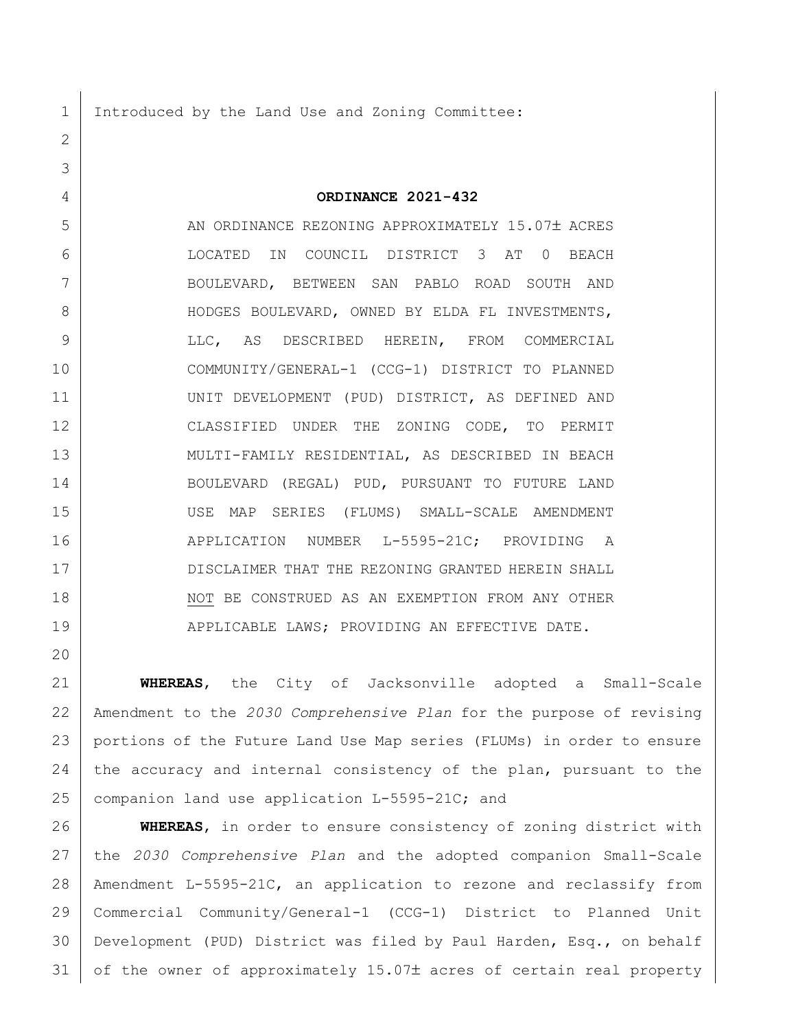Introduced by the Land Use and Zoning Committee:

**ORDINANCE 2021-432**

AN ORDINANCE REZONING APPROXIMATELY 15.07± ACRES LOCATED IN COUNCIL DISTRICT 3 AT 0 BEACH BOULEVARD, BETWEEN SAN PABLO ROAD SOUTH AND HODGES BOULEVARD, OWNED BY ELDA FL INVESTMENTS, LLC, AS DESCRIBED HEREIN, FROM COMMERCIAL COMMUNITY/GENERAL-1 (CCG-1) DISTRICT TO PLANNED UNIT DEVELOPMENT (PUD) DISTRICT, AS DEFINED AND CLASSIFIED UNDER THE ZONING CODE, TO PERMIT MULTI-FAMILY RESIDENTIAL, AS DESCRIBED IN BEACH BOULEVARD (REGAL) PUD, PURSUANT TO FUTURE LAND USE MAP SERIES (FLUMS) SMALL-SCALE AMENDMENT APPLICATION NUMBER L-5595-21C; PROVIDING A DISCLAIMER THAT THE REZONING GRANTED HEREIN SHALL <u>NOT</u> BE CONSTRUED AS AN EXEMPTION FROM ANY OTHER APPLICABLE LAWS; PROVIDING AN EFFECTIVE DATE.

**WHEREAS**, the City of Jacksonville adopted a Small-Scale Amendment to the *2030 Comprehensive Plan* for the purpose of revising portions of the Future Land Use Map series (FLUMs) in order to ensure the accuracy and internal consistency of the plan, pursuant to the companion land use application L-5595-21C; and

**WHEREAS**, in order to ensure consistency of zoning district with the *2030 Comprehensive Plan* and the adopted companion Small-Scale Amendment L-5595-21C, an application to rezone and reclassify from Commercial Community/General-1 (CCG-1) District to Planned Unit Development (PUD) District was filed by Paul Harden, Esq., on behalf of the owner of approximately 15.07± acres of certain real property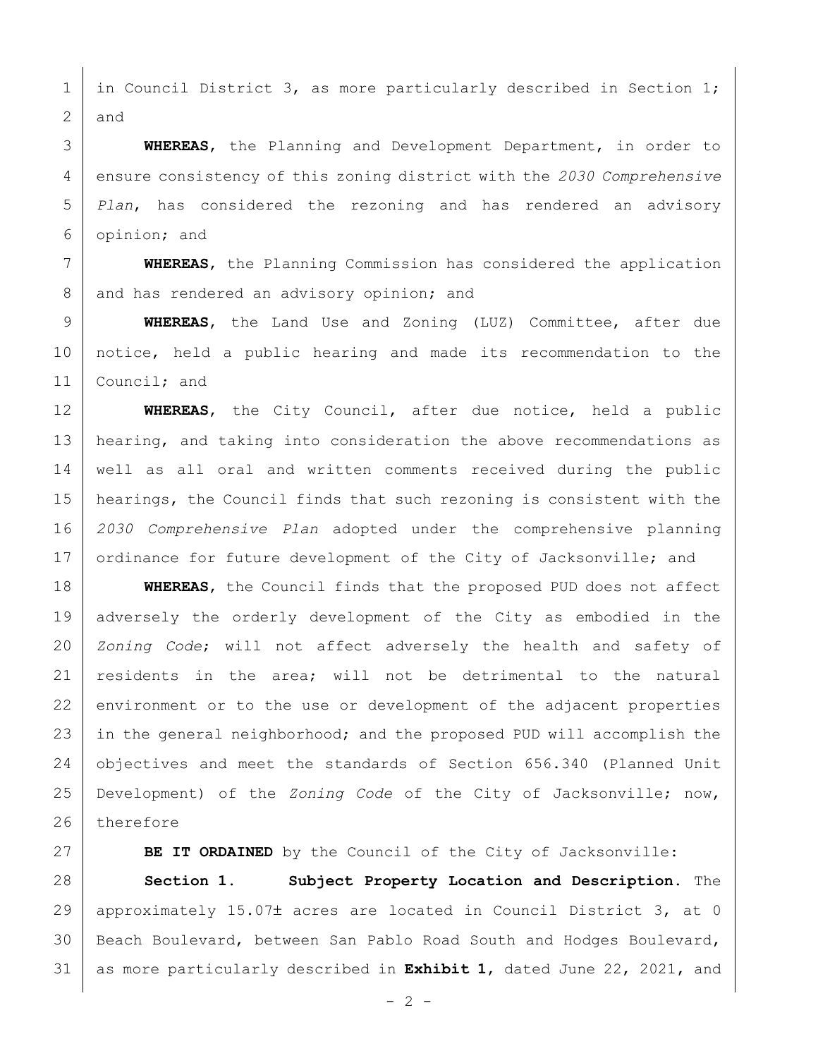in Council District 3, as more particularly described in Section 1; and

**WHEREAS**, the Planning and Development Department, in order to ensure consistency of this zoning district with the *2030 Comprehensive Plan*, has considered the rezoning and has rendered an advisory opinion; and

**WHEREAS**, the Planning Commission has considered the application and has rendered an advisory opinion; and

**WHEREAS**, the Land Use and Zoning (LUZ) Committee, after due notice, held a public hearing and made its recommendation to the Council; and

**WHEREAS**, the City Council, after due notice, held a public hearing, and taking into consideration the above recommendations as well as all oral and written comments received during the public hearings, the Council finds that such rezoning is consistent with the *2030 Comprehensive Plan* adopted under the comprehensive planning ordinance for future development of the City of Jacksonville; and

**WHEREAS**, the Council finds that the proposed PUD does not affect adversely the orderly development of the City as embodied in the *Zoning Code*; will not affect adversely the health and safety of residents in the area; will not be detrimental to the natural environment or to the use or development of the adjacent properties in the general neighborhood; and the proposed PUD will accomplish the objectives and meet the standards of Section 656.340 (Planned Unit Development) of the *Zoning Code* of the City of Jacksonville; now, therefore

**BE IT ORDAINED** by the Council of the City of Jacksonville:

**Section 1. Subject Property Location and Description.** The approximately 15.07± acres are located in Council District 3, at 0 Beach Boulevard, between San Pablo Road South and Hodges Boulevard, as more particularly described in **Exhibit 1**, dated June 22, 2021, and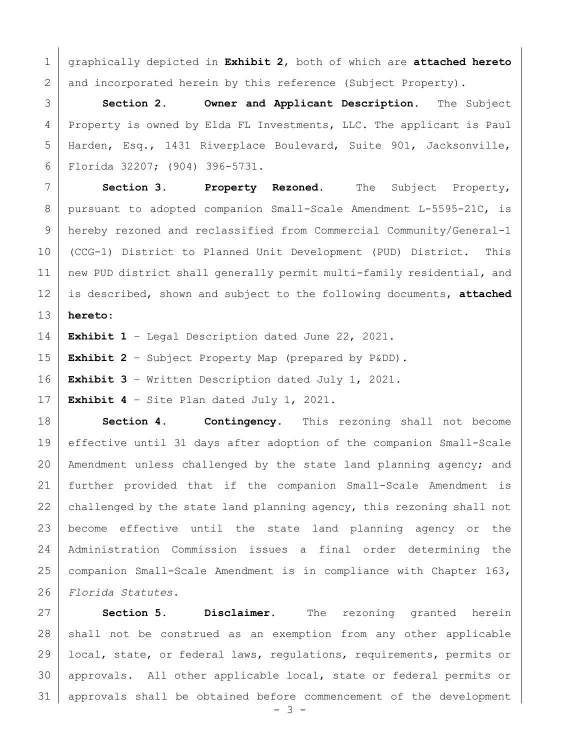graphically depicted in **Exhibit 2**, both of which are **attached hereto** and incorporated herein by this reference (Subject Property).

**Section 2. Owner and Applicant Description.** The Subject Property is owned by Elda FL Investments, LLC. The applicant is Paul Harden, Esq., 1431 Riverplace Boulevard, Suite 901, Jacksonville, Florida 32207; (904) 396-5731.

**Section 3. Property Rezoned.** The Subject Property, pursuant to adopted companion Small-Scale Amendment L-5595-21C, is hereby rezoned and reclassified from Commercial Community/General-1 (CCG-1) District to Planned Unit Development (PUD) District. This new PUD district shall generally permit multi-family residential, and is described, shown and subject to the following documents, **attached hereto**:

**Exhibit 1** – Legal Description dated June 22, 2021.

**Exhibit 2** – Subject Property Map (prepared by P&DD).

**Exhibit 3** – Written Description dated July 1, 2021.

**Exhibit 4** – Site Plan dated July 1, 2021.

**Section 4. Contingency.** This rezoning shall not become effective until 31 days after adoption of the companion Small-Scale Amendment unless challenged by the state land planning agency; and further provided that if the companion Small-Scale Amendment is challenged by the state land planning agency, this rezoning shall not become effective until the state land planning agency or the Administration Commission issues a final order determining the companion Small-Scale Amendment is in compliance with Chapter 163, *Florida Statutes.*

**Section 5. Disclaimer.** The rezoning granted herein shall not be construed as an exemption from any other applicable local, state, or federal laws, regulations, requirements, permits or approvals. All other applicable local, state or federal permits or approvals shall be obtained before commencement of the development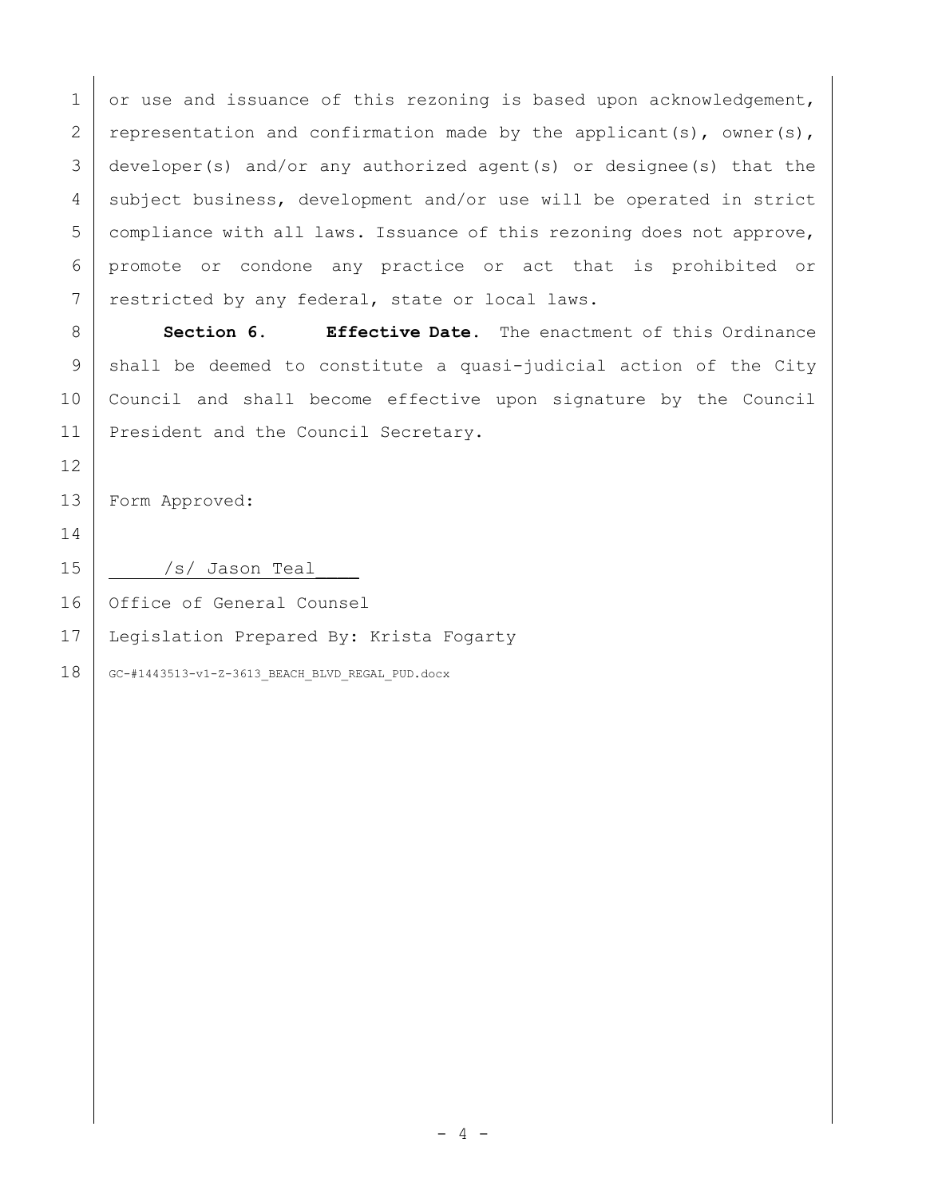or use and issuance of this rezoning is based upon acknowledgement, representation and confirmation made by the applicant(s), owner(s), developer(s) and/or any authorized agent(s) or designee(s) that the subject business, development and/or use will be operated in strict compliance with all laws. Issuance of this rezoning does not approve, promote or condone any practice or act that is prohibited or restricted by any federal, state or local laws.

**Section 6. Effective Date.** The enactment of this Ordinance shall be deemed to constitute a quasi-judicial action of the City Council and shall become effective upon signature by the Council President and the Council Secretary.

Form Approved:

/s/ Jason Teal____

Office of General Counsel

Legislation Prepared By: Krista Fogarty

GC-#1443513-v1-Z-3613_BEACH_BLVD_REGAL_PUD.docx